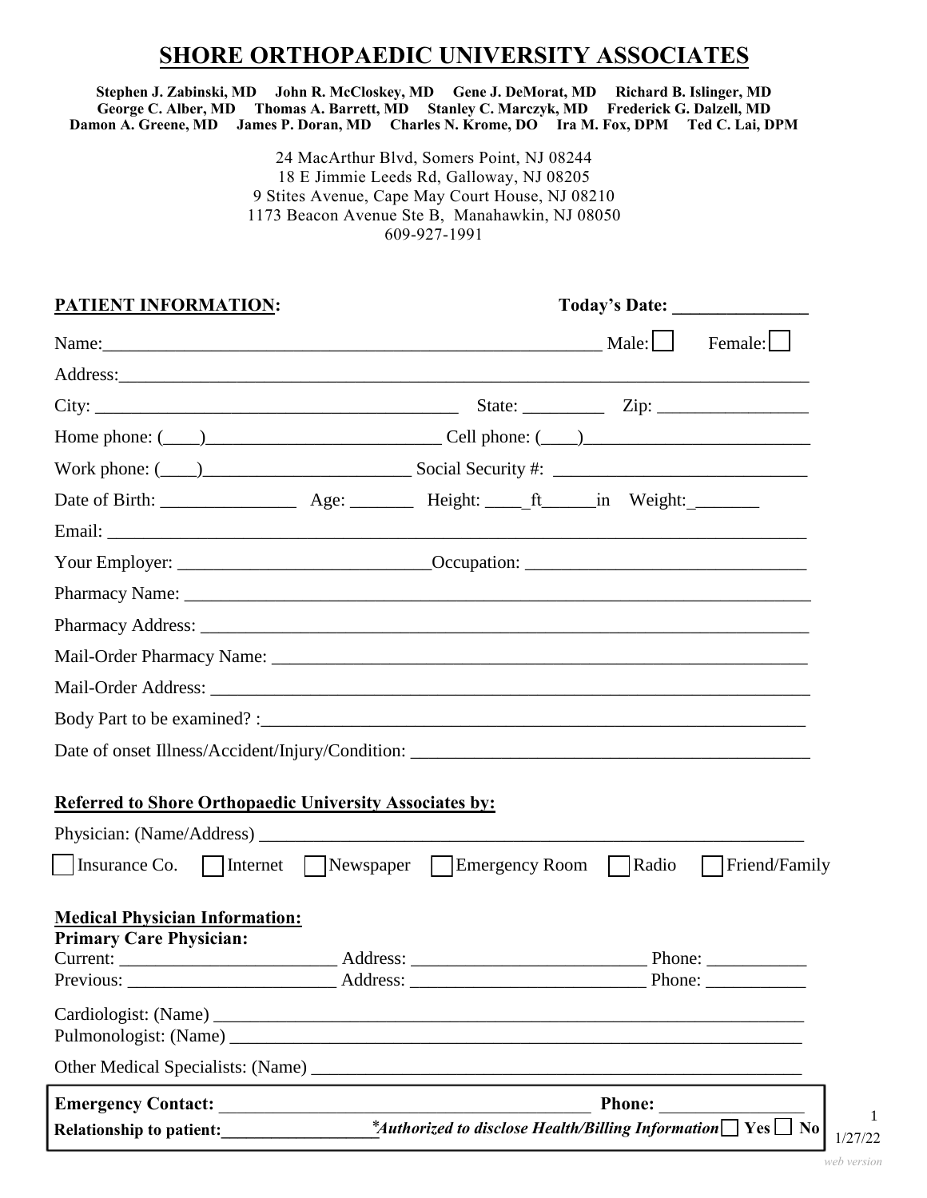# SHORE ORTHOPAEDIC UNIVERSITY ASSOCIATES

**Stephen J. Zabinski, MD  John R. McCloskey, MD  Gene J. DeMorat, MD  Richard B. Islinger, MD**
**George C. Alber, MD  Thomas A. Barrett, MD  Stanley C. Marczyk, MD  Frederick G. Dalzell, MD**
**Damon A. Greene, MD  James P. Doran, MD  Charles N. Krome, DO  Ira M. Fox, DPM  Ted C. Lai, DPM**

24 MacArthur Blvd, Somers Point, NJ 08244
18 E Jimmie Leeds Rd, Galloway, NJ 08205
9 Stites Avenue, Cape May Court House, NJ 08210
1173 Beacon Avenue Ste B, Manahawkin, NJ 08050
609-927-1991

**PATIENT INFORMATION:** **Today's Date:** _______________

Name:__________________________________________________________ Male: ☐ Female: ☐

Address:_____________________________________________________________________

City: _________________________________________ State: _________ Zip: _________________

Home phone: (____)__________________________ Cell phone: (____)_________________________

Work phone: (____)_______________________ Social Security #: ____________________________

Date of Birth: _______________ Age: _______ Height: ____ft______in Weight:_______

Email: ______________________________________________________________________________

Your Employer: ___________________________Occupation: ______________________________

Pharmacy Name: ______________________________________________________________________

Pharmacy Address: ____________________________________________________________________

Mail-Order Pharmacy Name: ____________________________________________________________

Mail-Order Address: __________________________________________________________________

Body Part to be examined? :______________________________________________________________

Date of onset Illness/Accident/Injury/Condition: ____________________________________________

**Referred to Shore Orthopaedic University Associates by:**

Physician: (Name/Address) ______________________________________________________________

☐ Insurance Co. ☐ Internet ☐ Newspaper ☐ Emergency Room ☐ Radio ☐ Friend/Family

**Medical Physician Information:**
**Primary Care Physician:**
Current: ________________________ Address: __________________________ Phone: ___________
Previous: _______________________ Address: __________________________ Phone: ___________

Cardiologist: (Name) _________________________________________________________________
Pulmonologist: (Name) _______________________________________________________________

Other Medical Specialists: (Name) ______________________________________________________

**Emergency Contact:** ___________________________________________ **Phone:** ________________
**Relationship to patient:**_________________*__*Authorized to disclose Health/Billing Information*__ ☐ **Yes** ☐ **No**

1/27/22

*web version*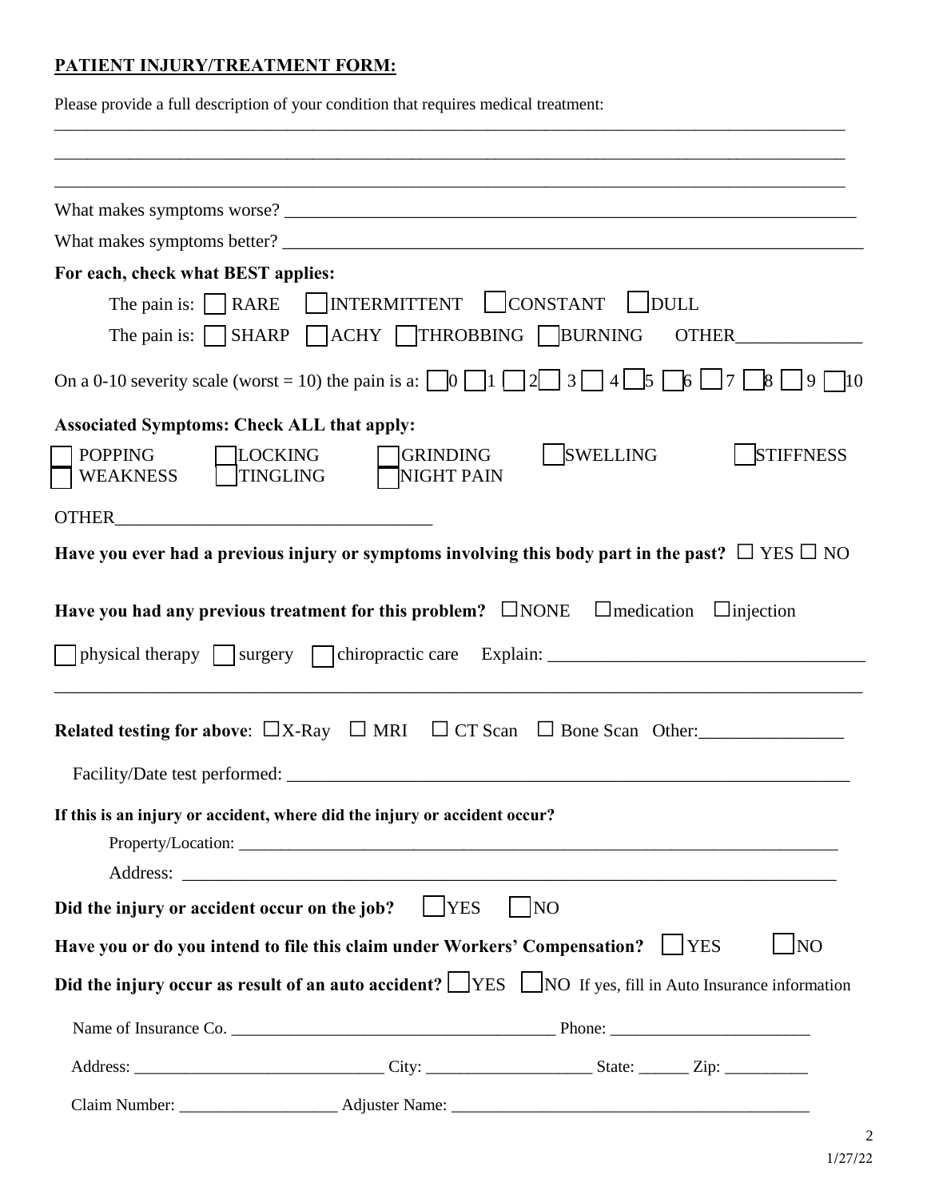## PATIENT INJURY/TREATMENT FORM:

Please provide a full description of your condition that requires medical treatment:

______________________________________________________________________________________________

______________________________________________________________________________________________

______________________________________________________________________________________________

What makes symptoms worse? ______________________________________________________________

What makes symptoms better? ______________________________________________________________

**For each, check what BEST applies:**

The pain is: ☐ RARE ☐ INTERMITTENT ☐ CONSTANT ☐ DULL

The pain is: ☐ SHARP ☐ ACHY ☐ THROBBING ☐ BURNING OTHER______________

On a 0-10 severity scale (worst = 10) the pain is a: ☐ 0 ☐ 1 ☐ 2 ☐ 3 ☐ 4 ☐ 5 ☐ 6 ☐ 7 ☐ 8 ☐ 9 ☐ 10

**Associated Symptoms: Check ALL that apply:**

☐ POPPING ☐ LOCKING ☐ GRINDING ☐ SWELLING ☐ STIFFNESS

☐ WEAKNESS ☐ TINGLING ☐ NIGHT PAIN

OTHER___________________________________

**Have you ever had a previous injury or symptoms involving this body part in the past?** ☐ YES ☐ NO

**Have you had any previous treatment for this problem?** ☐NONE ☐medication ☐injection

☐ physical therapy ☐ surgery ☐ chiropractic care Explain: ___________________________________

______________________________________________________________________________________________

**Related testing for above**: ☐X-Ray ☐ MRI ☐ CT Scan ☐ Bone Scan Other:________________

Facility/Date test performed: ______________________________________________________________

**If this is an injury or accident, where did the injury or accident occur?**

Property/Location: ______________________________________________________________________

Address: ______________________________________________________________________________

**Did the injury or accident occur on the job?** ☐ YES ☐ NO

**Have you or do you intend to file this claim under Workers' Compensation?** ☐ YES ☐ NO

**Did the injury occur as result of an auto accident?** ☐ YES ☐ NO If yes, fill in Auto Insurance information

Name of Insurance Co. _______________________________________ Phone: ________________________

Address: ______________________________ City: ____________________ State: ______ Zip: __________

Claim Number: ___________________ Adjuster Name: ____________________________________________

1/27/22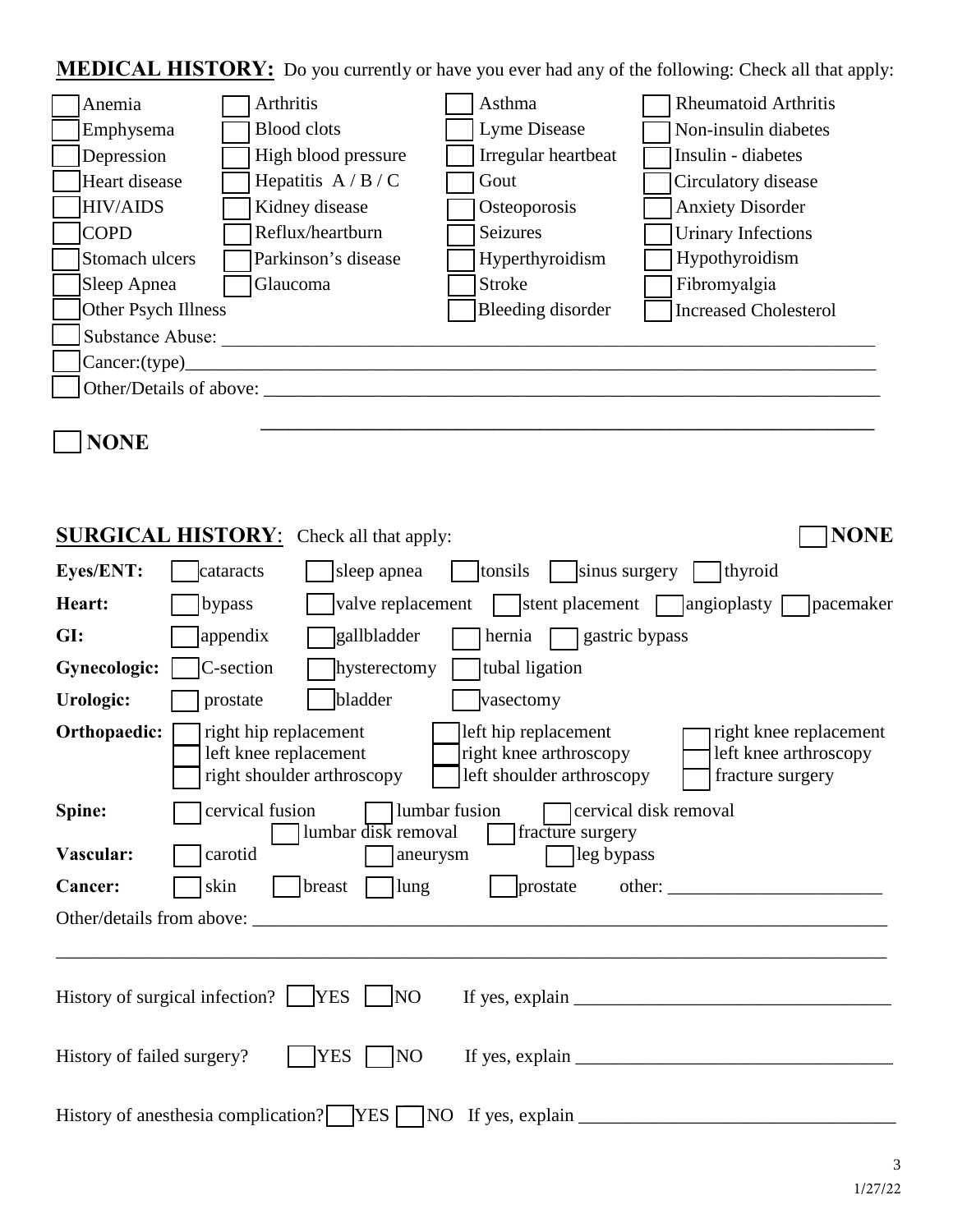**MEDICAL HISTORY:** Do you currently or have you ever had any of the following: Check all that apply:

| | | | |
|---|---|---|---|
| ☐ Anemia | ☐ Arthritis | ☐ Asthma | ☐ Rheumatoid Arthritis |
| ☐ Emphysema | ☐ Blood clots | ☐ Lyme Disease | ☐ Non-insulin diabetes |
| ☐ Depression | ☐ High blood pressure | ☐ Irregular heartbeat | ☐ Insulin - diabetes |
| ☐ Heart disease | ☐ Hepatitis A / B / C | ☐ Gout | ☐ Circulatory disease |
| ☐ HIV/AIDS | ☐ Kidney disease | ☐ Osteoporosis | ☐ Anxiety Disorder |
| ☐ COPD | ☐ Reflux/heartburn | ☐ Seizures | ☐ Urinary Infections |
| ☐ Stomach ulcers | ☐ Parkinson's disease | ☐ Hyperthyroidism | ☐ Hypothyroidism |
| ☐ Sleep Apnea | ☐ Glaucoma | ☐ Stroke | ☐ Fibromyalgia |
| ☐ Other Psych Illness | | ☐ Bleeding disorder | ☐ Increased Cholesterol |

☐ Substance Abuse: ______________________________________________

☐ Cancer:(type)______________________________________________

☐ Other/Details of above: ______________________________________________

______________________________________________

☐ **NONE**

**SURGICAL HISTORY**: Check all that apply: ☐ **NONE**

**Eyes/ENT:** ☐ cataracts ☐ sleep apnea ☐ tonsils ☐ sinus surgery ☐ thyroid

**Heart:** ☐ bypass ☐ valve replacement ☐ stent placement ☐ angioplasty ☐ pacemaker

**GI:** ☐ appendix ☐ gallbladder ☐ hernia ☐ gastric bypass

**Gynecologic:** ☐ C-section ☐ hysterectomy ☐ tubal ligation

**Urologic:** ☐ prostate ☐ bladder ☐ vasectomy

**Orthopaedic:** ☐ right hip replacement ☐ left hip replacement ☐ right knee replacement ☐ left knee replacement ☐ right knee arthroscopy ☐ left knee arthroscopy ☐ right shoulder arthroscopy ☐ left shoulder arthroscopy ☐ fracture surgery

**Spine:** ☐ cervical fusion ☐ lumbar fusion ☐ cervical disk removal ☐ lumbar disk removal ☐ fracture surgery

**Vascular:** ☐ carotid ☐ aneurysm ☐ leg bypass

**Cancer:** ☐ skin ☐ breast ☐ lung ☐ prostate other: ______________________

Other/details from above: ______________________________________________

______________________________________________

History of surgical infection? ☐ YES ☐ NO If yes, explain ______________________

History of failed surgery? ☐ YES ☐ NO If yes, explain ______________________

History of anesthesia complication? ☐ YES ☐ NO If yes, explain ______________________

1/27/22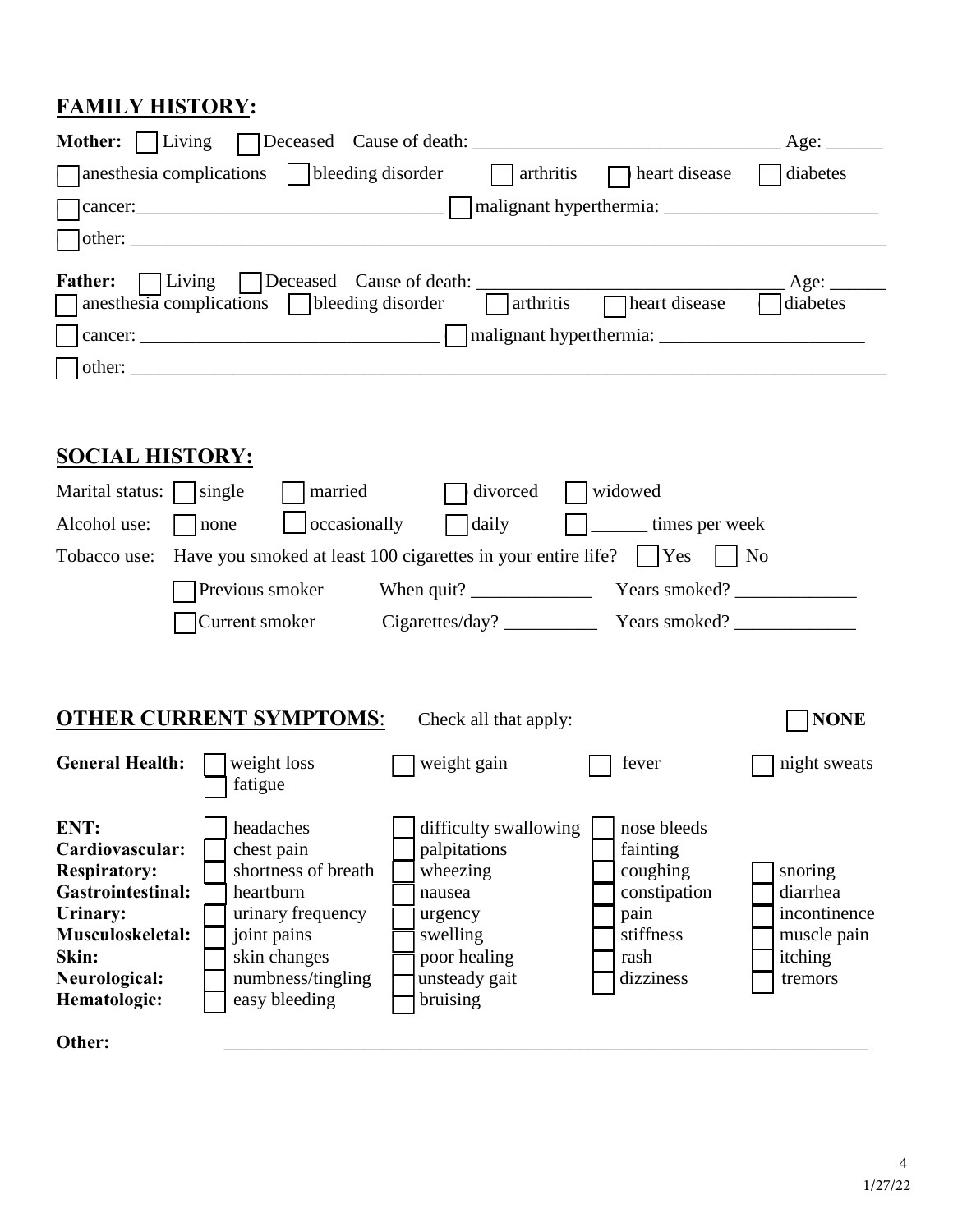## FAMILY HISTORY:

**Mother:** ☐ Living ☐ Deceased Cause of death: ______________________________ Age: ______

☐ anesthesia complications ☐ bleeding disorder ☐ arthritis ☐ heart disease ☐ diabetes

☐ cancer: ______________________________ ☐ malignant hyperthermia: ______________________

☐ other: ____________________________________________________________________________

**Father:** ☐ Living ☐ Deceased Cause of death: ______________________________ Age: ______

☐ anesthesia complications ☐ bleeding disorder ☐ arthritis ☐ heart disease ☐ diabetes

☐ cancer: ______________________________ ☐ malignant hyperthermia: ______________________

☐ other: ____________________________________________________________________________

## SOCIAL HISTORY:

Marital status: ☐ single ☐ married ☐ divorced ☐ widowed

Alcohol use: ☐ none ☐ occasionally ☐ daily ☐ ______ times per week

Tobacco use: Have you smoked at least 100 cigarettes in your entire life? ☐ Yes ☐ No

☐ Previous smoker When quit? _____________ Years smoked? _____________

☐ Current smoker Cigarettes/day? __________ Years smoked? _____________

## OTHER CURRENT SYMPTOMS:

Check all that apply: ☐ **NONE**

| | | | | |
|---|---|---|---|---|
| **General Health:** | ☐ weight loss ☐ fatigue | ☐ weight gain | ☐ fever | ☐ night sweats |
| **ENT:** | ☐ headaches | ☐ difficulty swallowing | ☐ nose bleeds | |
| **Cardiovascular:** | ☐ chest pain | ☐ palpitations | ☐ fainting | |
| **Respiratory:** | ☐ shortness of breath | ☐ wheezing | ☐ coughing | ☐ snoring |
| **Gastrointestinal:** | ☐ heartburn | ☐ nausea | ☐ constipation | ☐ diarrhea |
| **Urinary:** | ☐ urinary frequency | ☐ urgency | ☐ pain | ☐ incontinence |
| **Musculoskeletal:** | ☐ joint pains | ☐ swelling | ☐ stiffness | ☐ muscle pain |
| **Skin:** | ☐ skin changes | ☐ poor healing | ☐ rash | ☐ itching |
| **Neurological:** | ☐ numbness/tingling | ☐ unsteady gait | ☐ dizziness | ☐ tremors |
| **Hematologic:** | ☐ easy bleeding | ☐ bruising | | |

**Other:** ____________________________________________________________________________

1/27/22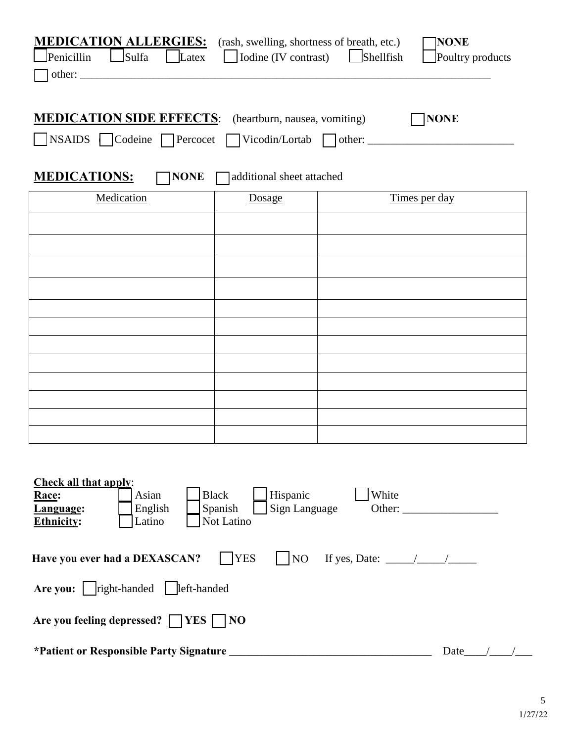**MEDICATION ALLERGIES:** (rash, swelling, shortness of breath, etc.) ☐ **NONE**

☐ Penicillin ☐ Sulfa ☐ Latex ☐ Iodine (IV contrast) ☐ Shellfish ☐ Poultry products

☐ other: ___________________________________________________________________________

**MEDICATION SIDE EFFECTS**: (heartburn, nausea, vomiting) ☐ **NONE**

☐ NSAIDS ☐ Codeine ☐ Percocet ☐ Vicodin/Lortab ☐ other: __________________________

**MEDICATIONS:** ☐ **NONE** ☐ additional sheet attached

| Medication | Dosage | Times per day |
|---|---|---|
| | | |
| | | |
| | | |
| | | |
| | | |
| | | |
| | | |
| | | |
| | | |
| | | |
| | | |
| | | |

**Check all that apply**:

**Race:** ☐ Asian ☐ Black ☐ Hispanic ☐ White

**Language:** ☐ English ☐ Spanish ☐ Sign Language Other: _________________

**Ethnicity:** ☐ Latino ☐ Not Latino

**Have you ever had a DEXASCAN?** ☐ YES ☐ NO If yes, Date: _____/_____/_____

**Are you:** ☐ right-handed ☐ left-handed

**Are you feeling depressed?** ☐ **YES** ☐ **NO**

**\*Patient or Responsible Party Signature** ____________________________________ Date____/____/___

1/27/22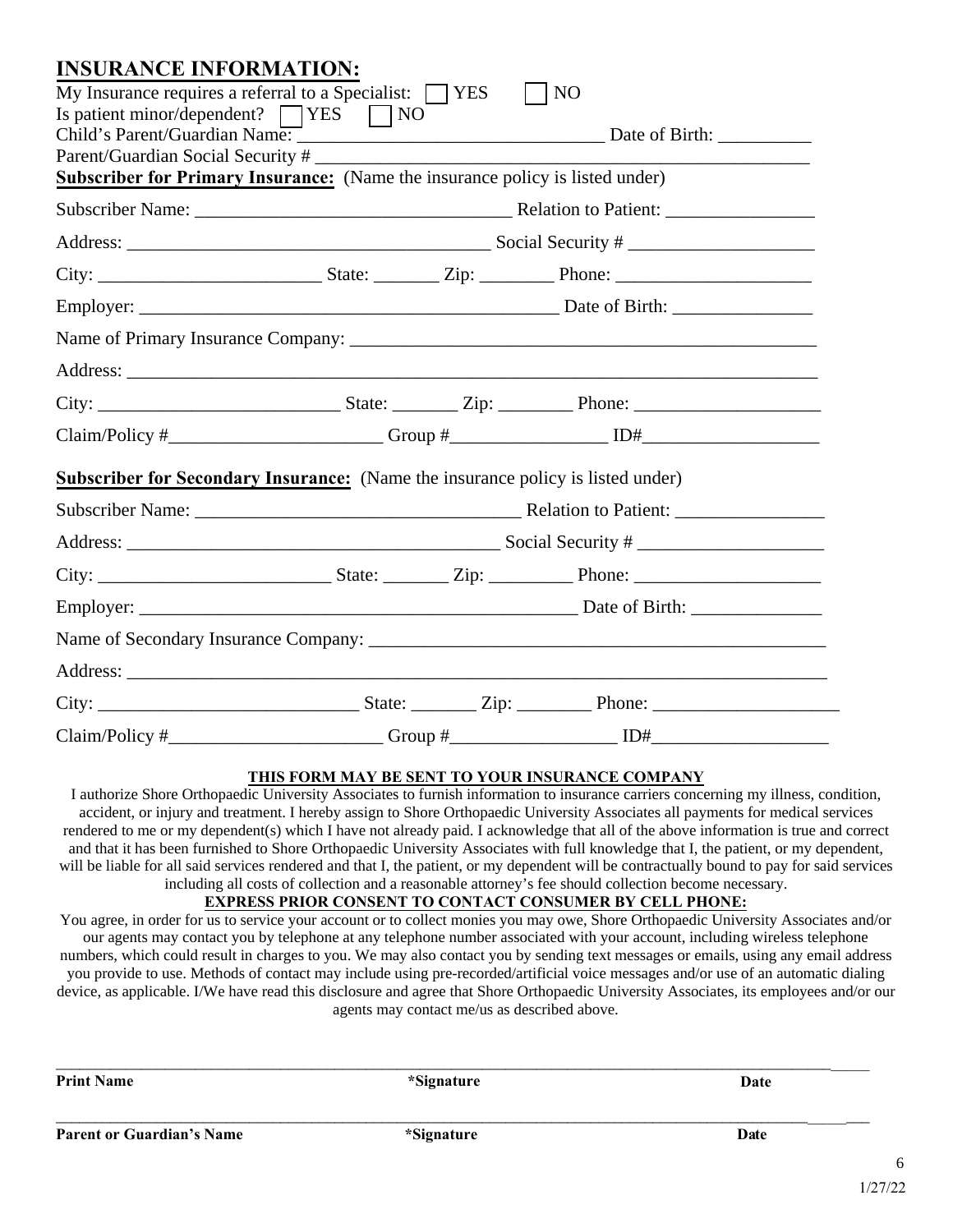## INSURANCE INFORMATION:

My Insurance requires a referral to a Specialist: ☐ YES ☐ NO

Is patient minor/dependent? ☐ YES ☐ NO

Child's Parent/Guardian Name: ______________________________ Date of Birth: __________

Parent/Guardian Social Security # ______________________________________________

**Subscriber for Primary Insurance:** (Name the insurance policy is listed under)

Subscriber Name: ______________________________ Relation to Patient: ________________

Address: ____________________________________ Social Security # ____________________

City: ______________________ State: _______ Zip: ________ Phone: _____________________

Employer: __________________________________________ Date of Birth: _______________

Name of Primary Insurance Company: ______________________________________________

Address: _____________________________________________________________________

City: ________________________ State: _______ Zip: ________ Phone: ___________________

Claim/Policy #______________________ Group #________________ ID#__________________

**Subscriber for Secondary Insurance:** (Name the insurance policy is listed under)

Subscriber Name: ________________________________ Relation to Patient: ________________

Address: ______________________________________ Social Security # ____________________

City: ________________________ State: _______ Zip: _________ Phone: ___________________

Employer: _____________________________________________ Date of Birth: ______________

Name of Secondary Insurance Company: _____________________________________________

Address: _______________________________________________________________________

City: __________________________ State: _______ Zip: ________ Phone: ___________________

Claim/Policy #______________________ Group #_________________ ID#__________________

**THIS FORM MAY BE SENT TO YOUR INSURANCE COMPANY**

I authorize Shore Orthopaedic University Associates to furnish information to insurance carriers concerning my illness, condition, accident, or injury and treatment. I hereby assign to Shore Orthopaedic University Associates all payments for medical services rendered to me or my dependent(s) which I have not already paid. I acknowledge that all of the above information is true and correct and that it has been furnished to Shore Orthopaedic University Associates with full knowledge that I, the patient, or my dependent, will be liable for all said services rendered and that I, the patient, or my dependent will be contractually bound to pay for said services including all costs of collection and a reasonable attorney's fee should collection become necessary.

**EXPRESS PRIOR CONSENT TO CONTACT CONSUMER BY CELL PHONE:**

You agree, in order for us to service your account or to collect monies you may owe, Shore Orthopaedic University Associates and/or our agents may contact you by telephone at any telephone number associated with your account, including wireless telephone numbers, which could result in charges to you. We may also contact you by sending text messages or emails, using any email address you provide to use. Methods of contact may include using pre-recorded/artificial voice messages and/or use of an automatic dialing device, as applicable. I/We have read this disclosure and agree that Shore Orthopaedic University Associates, its employees and/or our agents may contact me/us as described above.

______________________________________________________________________________________

**Print Name** **\*Signature** **Date**

______________________________________________________________________________________

**Parent or Guardian's Name** **\*Signature** **Date**

1/27/22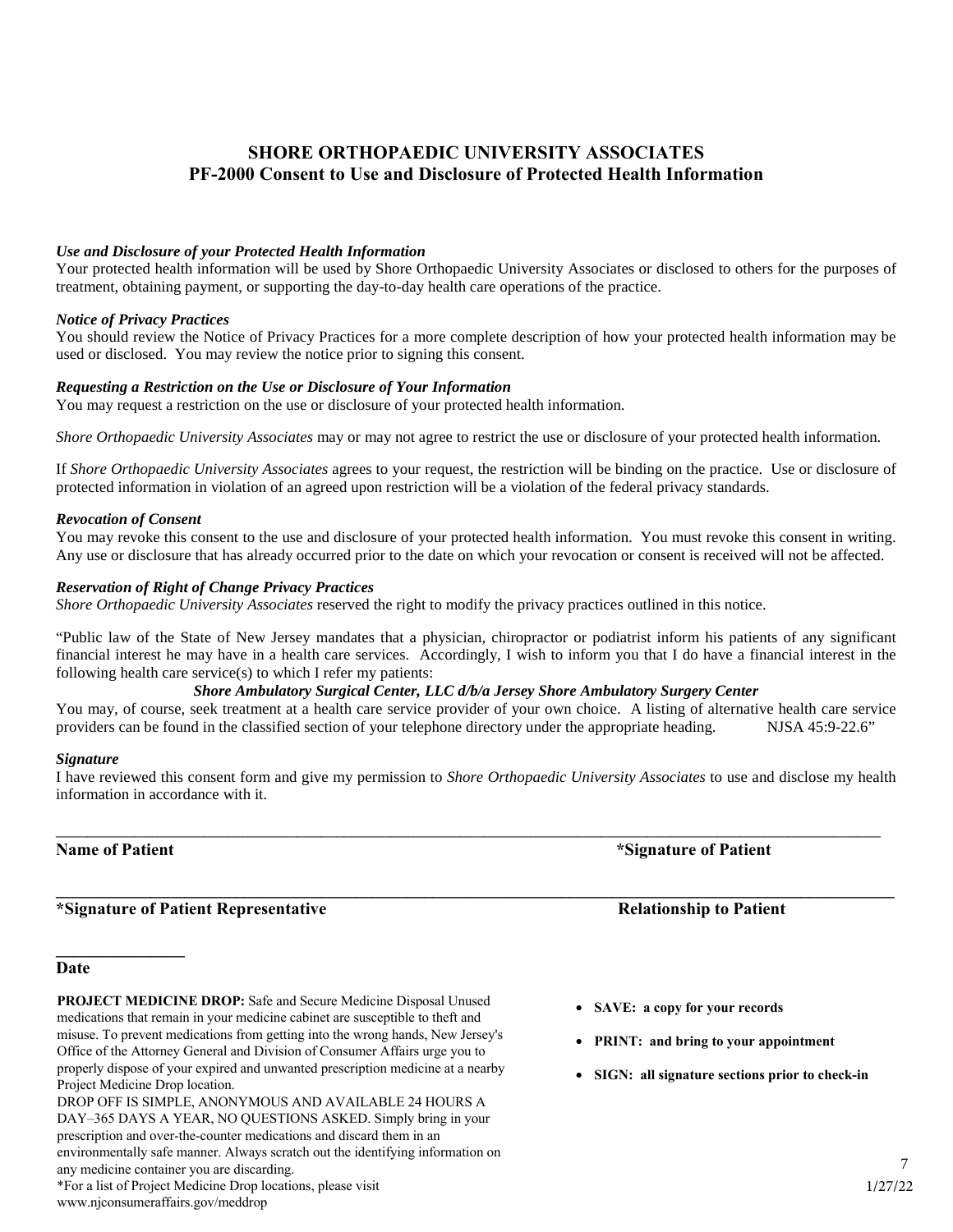## SHORE ORTHOPAEDIC UNIVERSITY ASSOCIATES
## PF-2000 Consent to Use and Disclosure of Protected Health Information

***Use and Disclosure of your Protected Health Information***
Your protected health information will be used by Shore Orthopaedic University Associates or disclosed to others for the purposes of treatment, obtaining payment, or supporting the day-to-day health care operations of the practice.

***Notice of Privacy Practices***
You should review the Notice of Privacy Practices for a more complete description of how your protected health information may be used or disclosed. You may review the notice prior to signing this consent.

***Requesting a Restriction on the Use or Disclosure of Your Information***
You may request a restriction on the use or disclosure of your protected health information.

*Shore Orthopaedic University Associates* may or may not agree to restrict the use or disclosure of your protected health information.

If *Shore Orthopaedic University Associates* agrees to your request, the restriction will be binding on the practice. Use or disclosure of protected information in violation of an agreed upon restriction will be a violation of the federal privacy standards.

***Revocation of Consent***
You may revoke this consent to the use and disclosure of your protected health information. You must revoke this consent in writing. Any use or disclosure that has already occurred prior to the date on which your revocation or consent is received will not be affected.

***Reservation of Right of Change Privacy Practices***
*Shore Orthopaedic University Associates* reserved the right to modify the privacy practices outlined in this notice.

"Public law of the State of New Jersey mandates that a physician, chiropractor or podiatrist inform his patients of any significant financial interest he may have in a health care services. Accordingly, I wish to inform you that I do have a financial interest in the following health care service(s) to which I refer my patients:

***Shore Ambulatory Surgical Center, LLC d/b/a Jersey Shore Ambulatory Surgery Center***

You may, of course, seek treatment at a health care service provider of your own choice. A listing of alternative health care service providers can be found in the classified section of your telephone directory under the appropriate heading. NJSA 45:9-22.6"

***Signature***
I have reviewed this consent form and give my permission to *Shore Orthopaedic University Associates* to use and disclose my health information in accordance with it.

______________________________________________________________________________________

**Name of Patient** **\*Signature of Patient**

______________________________________________________________________________________

**\*Signature of Patient Representative** **Relationship to Patient**

_______________

**Date**

**PROJECT MEDICINE DROP:** Safe and Secure Medicine Disposal Unused medications that remain in your medicine cabinet are susceptible to theft and misuse. To prevent medications from getting into the wrong hands, New Jersey's Office of the Attorney General and Division of Consumer Affairs urge you to properly dispose of your expired and unwanted prescription medicine at a nearby Project Medicine Drop location.
DROP OFF IS SIMPLE, ANONYMOUS AND AVAILABLE 24 HOURS A DAY–365 DAYS A YEAR, NO QUESTIONS ASKED. Simply bring in your prescription and over-the-counter medications and discard them in an environmentally safe manner. Always scratch out the identifying information on any medicine container you are discarding.
*For a list of Project Medicine Drop locations, please visit www.njconsumeraffairs.gov/meddrop

- **SAVE: a copy for your records**
- **PRINT: and bring to your appointment**
- **SIGN: all signature sections prior to check-in**

1/27/22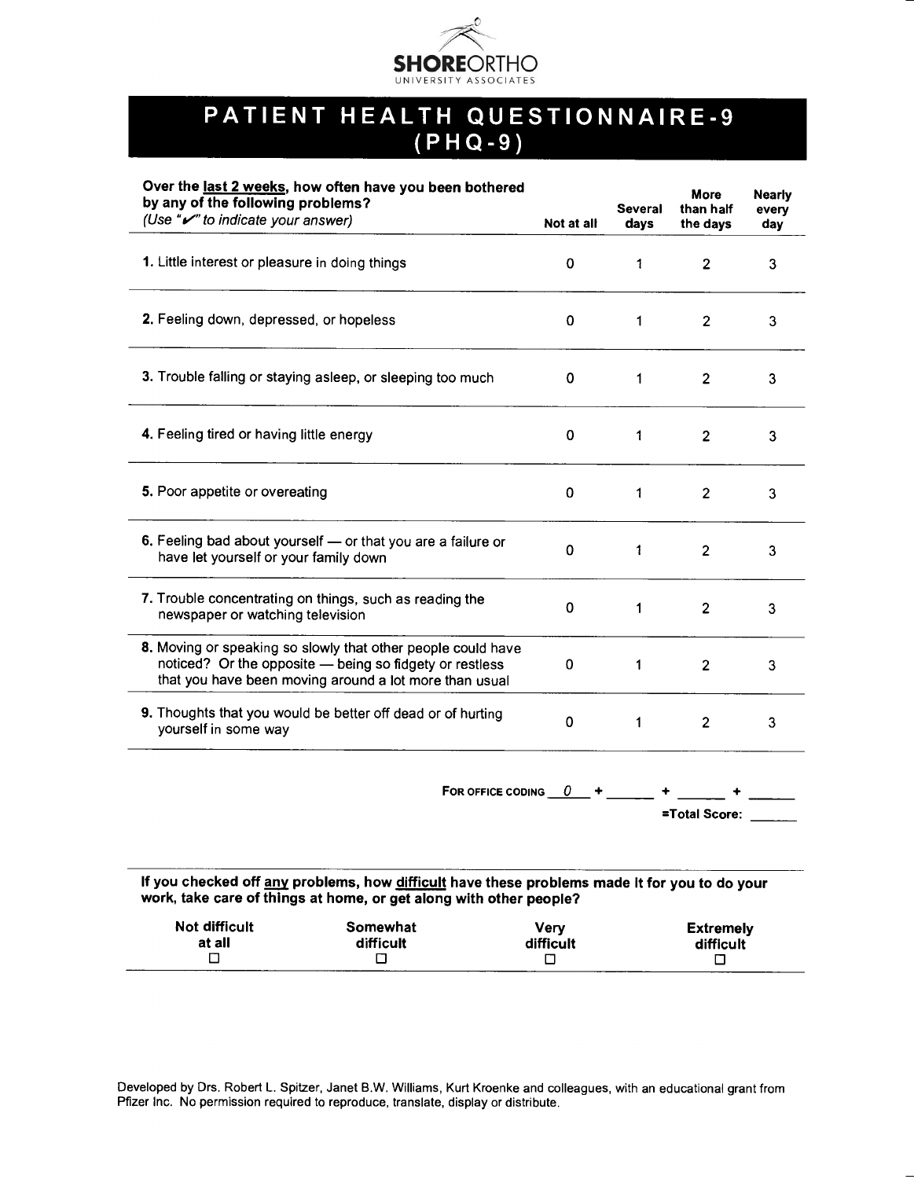**SHOREORTHO**
UNIVERSITY ASSOCIATES

# PATIENT HEALTH QUESTIONNAIRE-9 (PHQ-9)

| **Over the last 2 weeks, how often have you been bothered by any of the following problems?** *(Use "✓" to indicate your answer)* | **Not at all** | **Several days** | **More than half the days** | **Nearly every day** |
|---|---|---|---|---|
| **1.** Little interest or pleasure in doing things | 0 | 1 | 2 | 3 |
| **2.** Feeling down, depressed, or hopeless | 0 | 1 | 2 | 3 |
| **3.** Trouble falling or staying asleep, or sleeping too much | 0 | 1 | 2 | 3 |
| **4.** Feeling tired or having little energy | 0 | 1 | 2 | 3 |
| **5.** Poor appetite or overeating | 0 | 1 | 2 | 3 |
| **6.** Feeling bad about yourself — or that you are a failure or have let yourself or your family down | 0 | 1 | 2 | 3 |
| **7.** Trouble concentrating on things, such as reading the newspaper or watching television | 0 | 1 | 2 | 3 |
| **8.** Moving or speaking so slowly that other people could have noticed? Or the opposite — being so fidgety or restless that you have been moving around a lot more than usual | 0 | 1 | 2 | 3 |
| **9.** Thoughts that you would be better off dead or of hurting yourself in some way | 0 | 1 | 2 | 3 |

FOR OFFICE CODING \_\_0\_\_ + \_\_\_\_\_\_ + \_\_\_\_\_\_ + \_\_\_\_\_\_

=Total Score: \_\_\_\_\_\_

**If you checked off any problems, how difficult have these problems made it for you to do your work, take care of things at home, or get along with other people?**

| **Not difficult at all** | **Somewhat difficult** | **Very difficult** | **Extremely difficult** |
|---|---|---|---|
| ☐ | ☐ | ☐ | ☐ |

Developed by Drs. Robert L. Spitzer, Janet B.W. Williams, Kurt Kroenke and colleagues, with an educational grant from Pfizer Inc. No permission required to reproduce, translate, display or distribute.